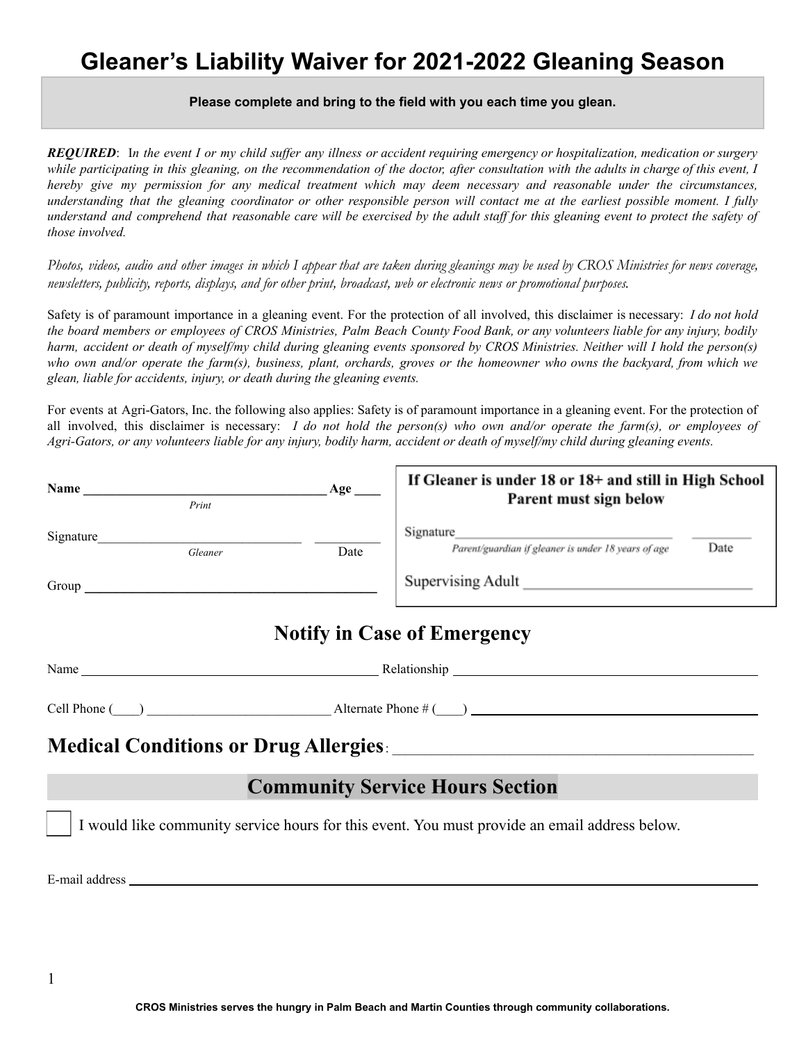# Gleaner's Liability Waiver for 2021-2022 Gleaning Season

**Please complete and bring to the field with you each time you glean.**

***REQUIRED***: *In the event I or my child suffer any illness or accident requiring emergency or hospitalization, medication or surgery while participating in this gleaning, on the recommendation of the doctor, after consultation with the adults in charge of this event, I hereby give my permission for any medical treatment which may deem necessary and reasonable under the circumstances, understanding that the gleaning coordinator or other responsible person will contact me at the earliest possible moment. I fully understand and comprehend that reasonable care will be exercised by the adult staff for this gleaning event to protect the safety of those involved.*

*Photos, videos, audio and other images in which I appear that are taken during gleanings may be used by CROS Ministries for news coverage, newsletters, publicity, reports, displays, and for other print, broadcast, web or electronic news or promotional purposes.*

Safety is of paramount importance in a gleaning event. For the protection of all involved, this disclaimer is necessary: *I do not hold the board members or employees of CROS Ministries, Palm Beach County Food Bank, or any volunteers liable for any injury, bodily harm, accident or death of myself/my child during gleaning events sponsored by CROS Ministries. Neither will I hold the person(s) who own and/or operate the farm(s), business, plant, orchards, groves or the homeowner who owns the backyard, from which we glean, liable for accidents, injury, or death during the gleaning events.*

For events at Agri-Gators, Inc. the following also applies: Safety is of paramount importance in a gleaning event. For the protection of all involved, this disclaimer is necessary: *I do not hold the person(s) who own and/or operate the farm(s), or employees of Agri-Gators, or any volunteers liable for any injury, bodily harm, accident or death of myself/my child during gleaning events.*

**Name** ______________________________ **Age** ____
*Print*

Signature__________________________ __________
*Gleaner* Date

Group ________________________________________

**If Gleaner is under 18 or 18+ and still in High School Parent must sign below**

Signature____________________________ ________
*Parent/guardian if gleaner is under 18 years of age* Date

Supervising Adult ___________________________

## Notify in Case of Emergency

Name ________________________________ Relationship ________________________________

Cell Phone (____) ______________________ Alternate Phone # (____) ______________________

## Medical Conditions or Drug Allergies: ________________________________________

## Community Service Hours Section

☐ I would like community service hours for this event. You must provide an email address below.

E-mail address ____________________________________________________________

**CROS Ministries serves the hungry in Palm Beach and Martin Counties through community collaborations.**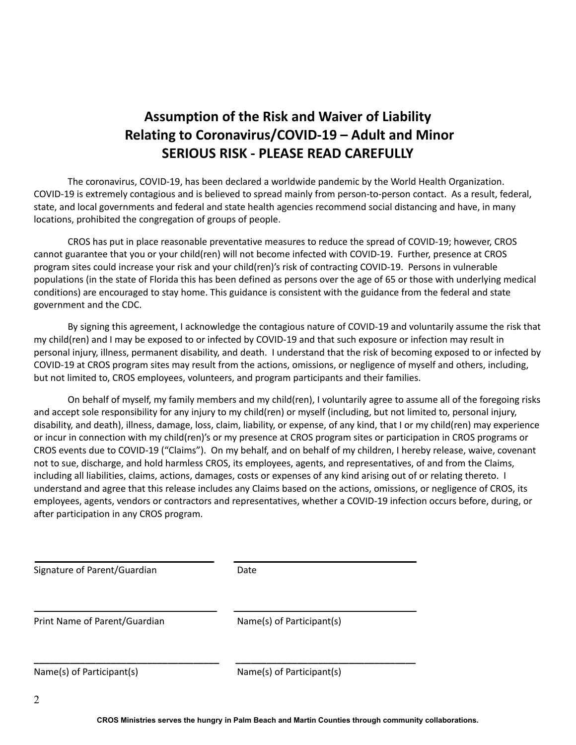# Assumption of the Risk and Waiver of Liability Relating to Coronavirus/COVID-19 – Adult and Minor SERIOUS RISK - PLEASE READ CAREFULLY

The coronavirus, COVID-19, has been declared a worldwide pandemic by the World Health Organization. COVID-19 is extremely contagious and is believed to spread mainly from person-to-person contact. As a result, federal, state, and local governments and federal and state health agencies recommend social distancing and have, in many locations, prohibited the congregation of groups of people.

CROS has put in place reasonable preventative measures to reduce the spread of COVID-19; however, CROS cannot guarantee that you or your child(ren) will not become infected with COVID-19. Further, presence at CROS program sites could increase your risk and your child(ren)'s risk of contracting COVID-19. Persons in vulnerable populations (in the state of Florida this has been defined as persons over the age of 65 or those with underlying medical conditions) are encouraged to stay home. This guidance is consistent with the guidance from the federal and state government and the CDC.

By signing this agreement, I acknowledge the contagious nature of COVID-19 and voluntarily assume the risk that my child(ren) and I may be exposed to or infected by COVID-19 and that such exposure or infection may result in personal injury, illness, permanent disability, and death. I understand that the risk of becoming exposed to or infected by COVID-19 at CROS program sites may result from the actions, omissions, or negligence of myself and others, including, but not limited to, CROS employees, volunteers, and program participants and their families.

On behalf of myself, my family members and my child(ren), I voluntarily agree to assume all of the foregoing risks and accept sole responsibility for any injury to my child(ren) or myself (including, but not limited to, personal injury, disability, and death), illness, damage, loss, claim, liability, or expense, of any kind, that I or my child(ren) may experience or incur in connection with my child(ren)'s or my presence at CROS program sites or participation in CROS programs or CROS events due to COVID-19 ("Claims"). On my behalf, and on behalf of my children, I hereby release, waive, covenant not to sue, discharge, and hold harmless CROS, its employees, agents, and representatives, of and from the Claims, including all liabilities, claims, actions, damages, costs or expenses of any kind arising out of or relating thereto. I understand and agree that this release includes any Claims based on the actions, omissions, or negligence of CROS, its employees, agents, vendors or contractors and representatives, whether a COVID-19 infection occurs before, during, or after participation in any CROS program.

| | |
|---|---|
| \_\_\_\_\_\_\_\_\_\_\_\_\_\_\_\_\_\_\_\_\_\_\_\_\_\_\_\_\_\_ | \_\_\_\_\_\_\_\_\_\_\_\_\_\_\_\_\_\_\_\_\_\_\_\_\_\_\_\_\_\_ |
| Signature of Parent/Guardian | Date |
| \_\_\_\_\_\_\_\_\_\_\_\_\_\_\_\_\_\_\_\_\_\_\_\_\_\_\_\_\_\_ | \_\_\_\_\_\_\_\_\_\_\_\_\_\_\_\_\_\_\_\_\_\_\_\_\_\_\_\_\_\_ |
| Print Name of Parent/Guardian | Name(s) of Participant(s) |
| \_\_\_\_\_\_\_\_\_\_\_\_\_\_\_\_\_\_\_\_\_\_\_\_\_\_\_\_\_\_ | \_\_\_\_\_\_\_\_\_\_\_\_\_\_\_\_\_\_\_\_\_\_\_\_\_\_\_\_\_\_ |
| Name(s) of Participant(s) | Name(s) of Participant(s) |

**CROS Ministries serves the hungry in Palm Beach and Martin Counties through community collaborations.**